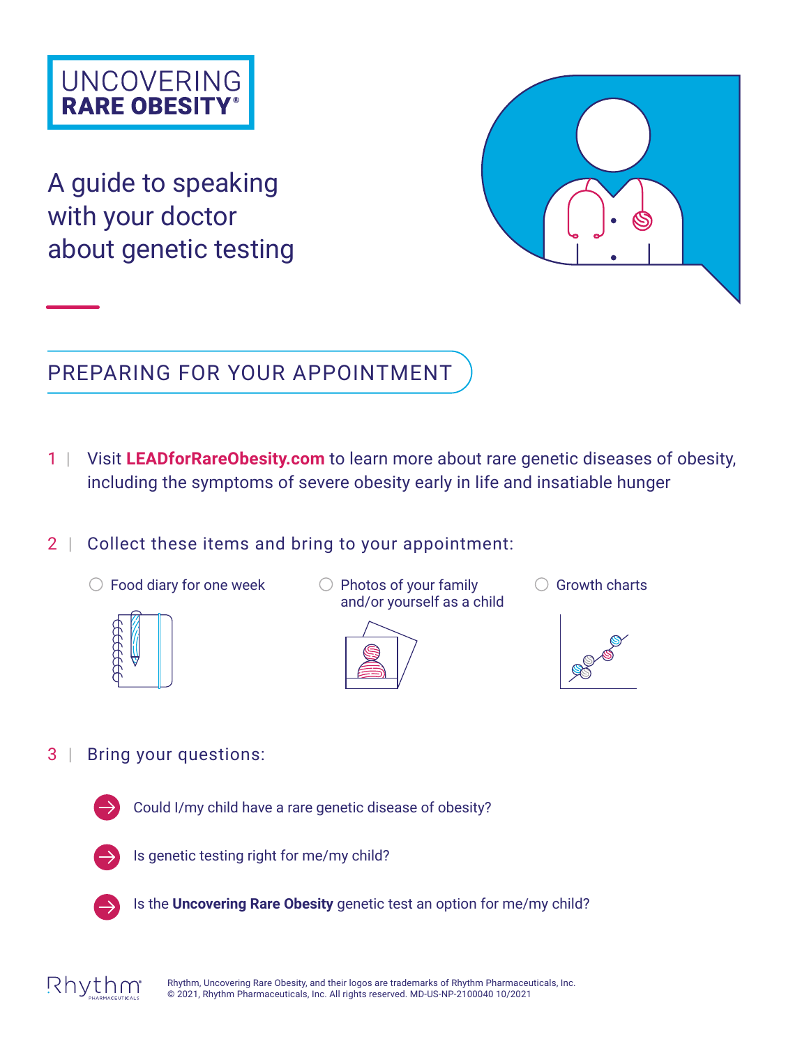# UNCOVERING RARE OBESITY®

## A guide to speaking with your doctor about genetic testing

## PREPARING FOR YOUR APPOINTMENT

1 | Visit **LEADforRareObesity.com** to learn more about rare genetic diseases of obesity, including the symptoms of severe obesity early in life and insatiable hunger

2 | Collect these items and bring to your appointment:

- ○ Food diary for one week
- ○ Photos of your family and/or yourself as a child
- ○ Growth charts

3 | Bring your questions:

- → Could I/my child have a rare genetic disease of obesity?
- → Is genetic testing right for me/my child?
- → Is the **Uncovering Rare Obesity** genetic test an option for me/my child?

Rhythm PHARMACEUTICALS

Rhythm, Uncovering Rare Obesity, and their logos are trademarks of Rhythm Pharmaceuticals, Inc.
© 2021, Rhythm Pharmaceuticals, Inc. All rights reserved. MD-US-NP-2100040 10/2021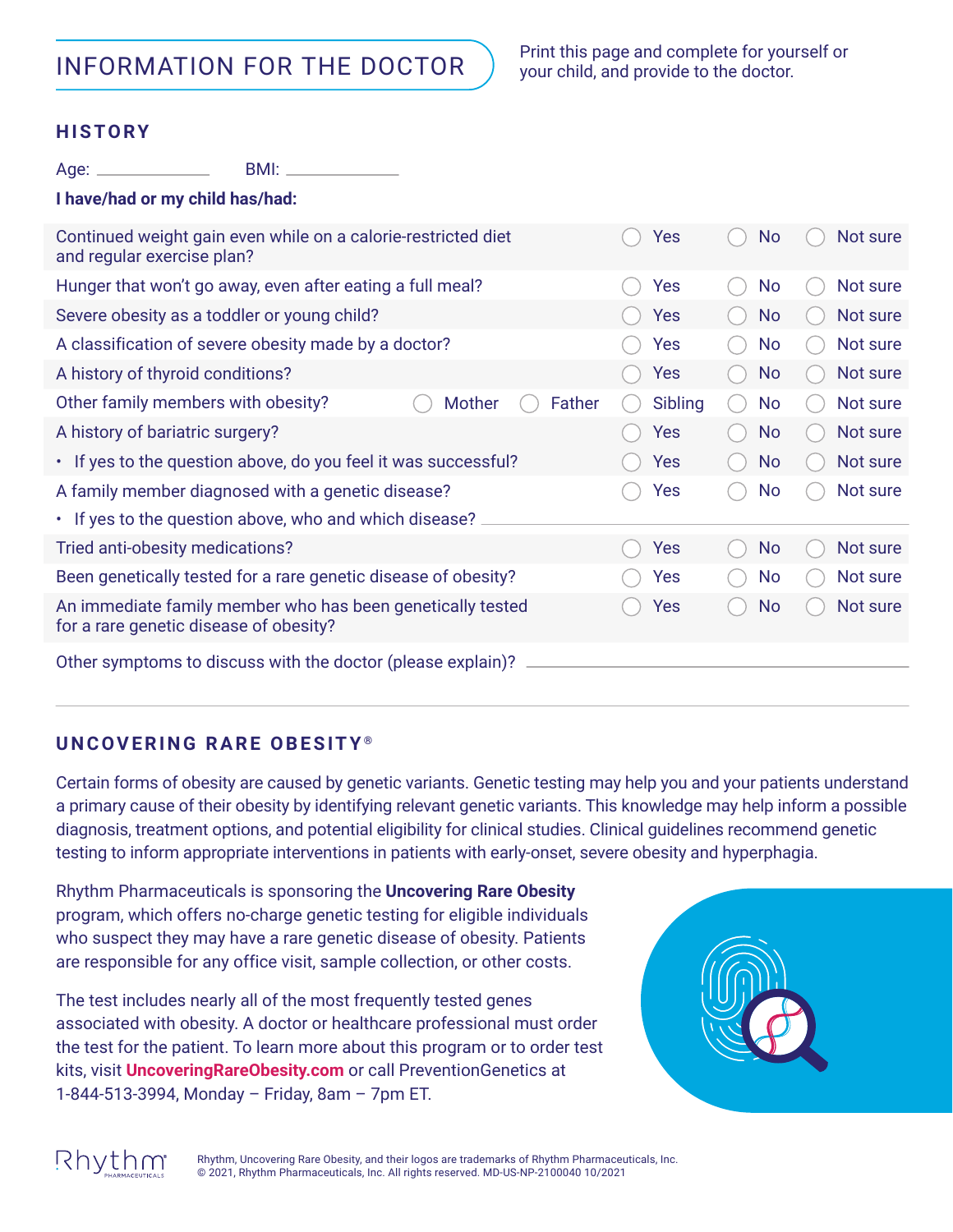# INFORMATION FOR THE DOCTOR

Print this page and complete for yourself or your child, and provide to the doctor.

## HISTORY

Age: ____________ BMI: ____________

**I have/had or my child has/had:**

| | | | | | |
|---|---|---|---|---|---|
| Continued weight gain even while on a calorie-restricted diet and regular exercise plan? | | | ◯ Yes | ◯ No | ◯ Not sure |
| Hunger that won't go away, even after eating a full meal? | | | ◯ Yes | ◯ No | ◯ Not sure |
| Severe obesity as a toddler or young child? | | | ◯ Yes | ◯ No | ◯ Not sure |
| A classification of severe obesity made by a doctor? | | | ◯ Yes | ◯ No | ◯ Not sure |
| A history of thyroid conditions? | | | ◯ Yes | ◯ No | ◯ Not sure |
| Other family members with obesity? | ◯ Mother | ◯ Father | ◯ Sibling | ◯ No | ◯ Not sure |
| A history of bariatric surgery? | | | ◯ Yes | ◯ No | ◯ Not sure |
| • If yes to the question above, do you feel it was successful? | | | ◯ Yes | ◯ No | ◯ Not sure |
| A family member diagnosed with a genetic disease? | | | ◯ Yes | ◯ No | ◯ Not sure |
| • If yes to the question above, who and which disease? ____________ | | | | | |
| Tried anti-obesity medications? | | | ◯ Yes | ◯ No | ◯ Not sure |
| Been genetically tested for a rare genetic disease of obesity? | | | ◯ Yes | ◯ No | ◯ Not sure |
| An immediate family member who has been genetically tested for a rare genetic disease of obesity? | | | ◯ Yes | ◯ No | ◯ Not sure |

Other symptoms to discuss with the doctor (please explain)? ____________

## UNCOVERING RARE OBESITY®

Certain forms of obesity are caused by genetic variants. Genetic testing may help you and your patients understand a primary cause of their obesity by identifying relevant genetic variants. This knowledge may help inform a possible diagnosis, treatment options, and potential eligibility for clinical studies. Clinical guidelines recommend genetic testing to inform appropriate interventions in patients with early-onset, severe obesity and hyperphagia.

Rhythm Pharmaceuticals is sponsoring the **Uncovering Rare Obesity** program, which offers no-charge genetic testing for eligible individuals who suspect they may have a rare genetic disease of obesity. Patients are responsible for any office visit, sample collection, or other costs.

The test includes nearly all of the most frequently tested genes associated with obesity. A doctor or healthcare professional must order the test for the patient. To learn more about this program or to order test kits, visit **UncoveringRareObesity.com** or call PreventionGenetics at 1-844-513-3994, Monday – Friday, 8am – 7pm ET.

Rhythm, Uncovering Rare Obesity, and their logos are trademarks of Rhythm Pharmaceuticals, Inc. © 2021, Rhythm Pharmaceuticals, Inc. All rights reserved. MD-US-NP-2100040 10/2021